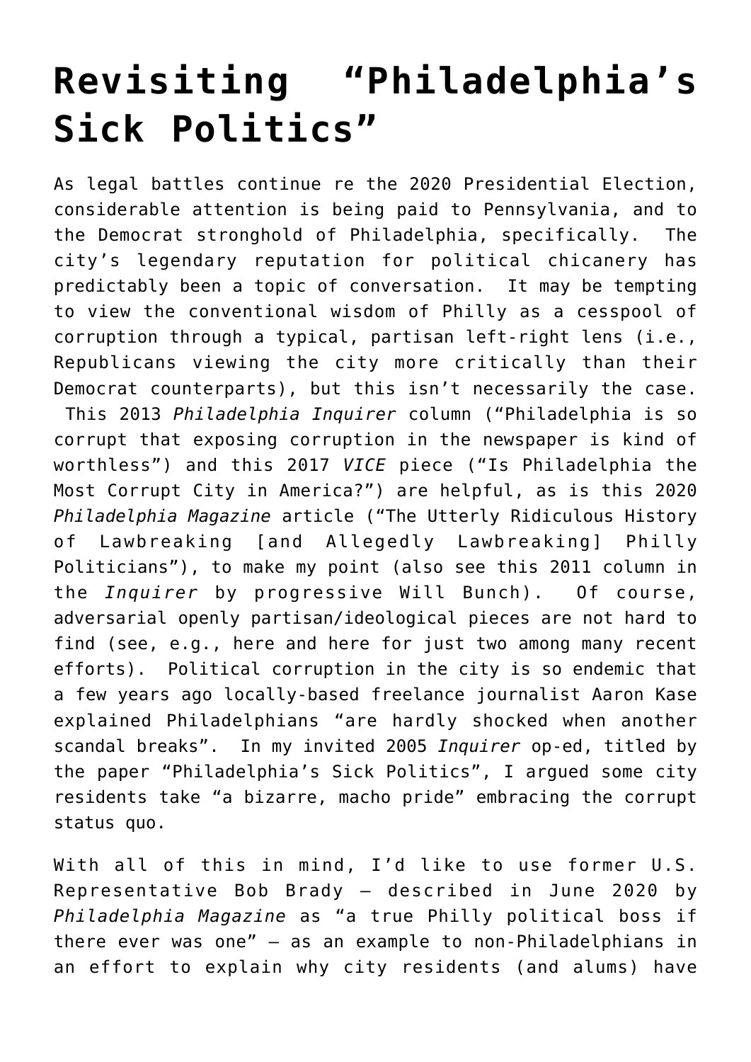# Revisiting "Philadelphia's Sick Politics"

As legal battles continue re the 2020 Presidential Election, considerable attention is being paid to Pennsylvania, and to the Democrat stronghold of Philadelphia, specifically. The city's legendary reputation for political chicanery has predictably been a topic of conversation. It may be tempting to view the conventional wisdom of Philly as a cesspool of corruption through a typical, partisan left-right lens (i.e., Republicans viewing the city more critically than their Democrat counterparts), but this isn't necessarily the case. This 2013 *Philadelphia Inquirer* column ("Philadelphia is so corrupt that exposing corruption in the newspaper is kind of worthless") and this 2017 *VICE* piece ("Is Philadelphia the Most Corrupt City in America?") are helpful, as is this 2020 *Philadelphia Magazine* article ("The Utterly Ridiculous History of Lawbreaking [and Allegedly Lawbreaking] Philly Politicians"), to make my point (also see this 2011 column in the *Inquirer* by progressive Will Bunch). Of course, adversarial openly partisan/ideological pieces are not hard to find (see, e.g., here and here for just two among many recent efforts). Political corruption in the city is so endemic that a few years ago locally-based freelance journalist Aaron Kase explained Philadelphians "are hardly shocked when another scandal breaks". In my invited 2005 *Inquirer* op-ed, titled by the paper "Philadelphia's Sick Politics", I argued some city residents take "a bizarre, macho pride" embracing the corrupt status quo.

With all of this in mind, I'd like to use former U.S. Representative Bob Brady – described in June 2020 by *Philadelphia Magazine* as "a true Philly political boss if there ever was one" – as an example to non-Philadelphians in an effort to explain why city residents (and alums) have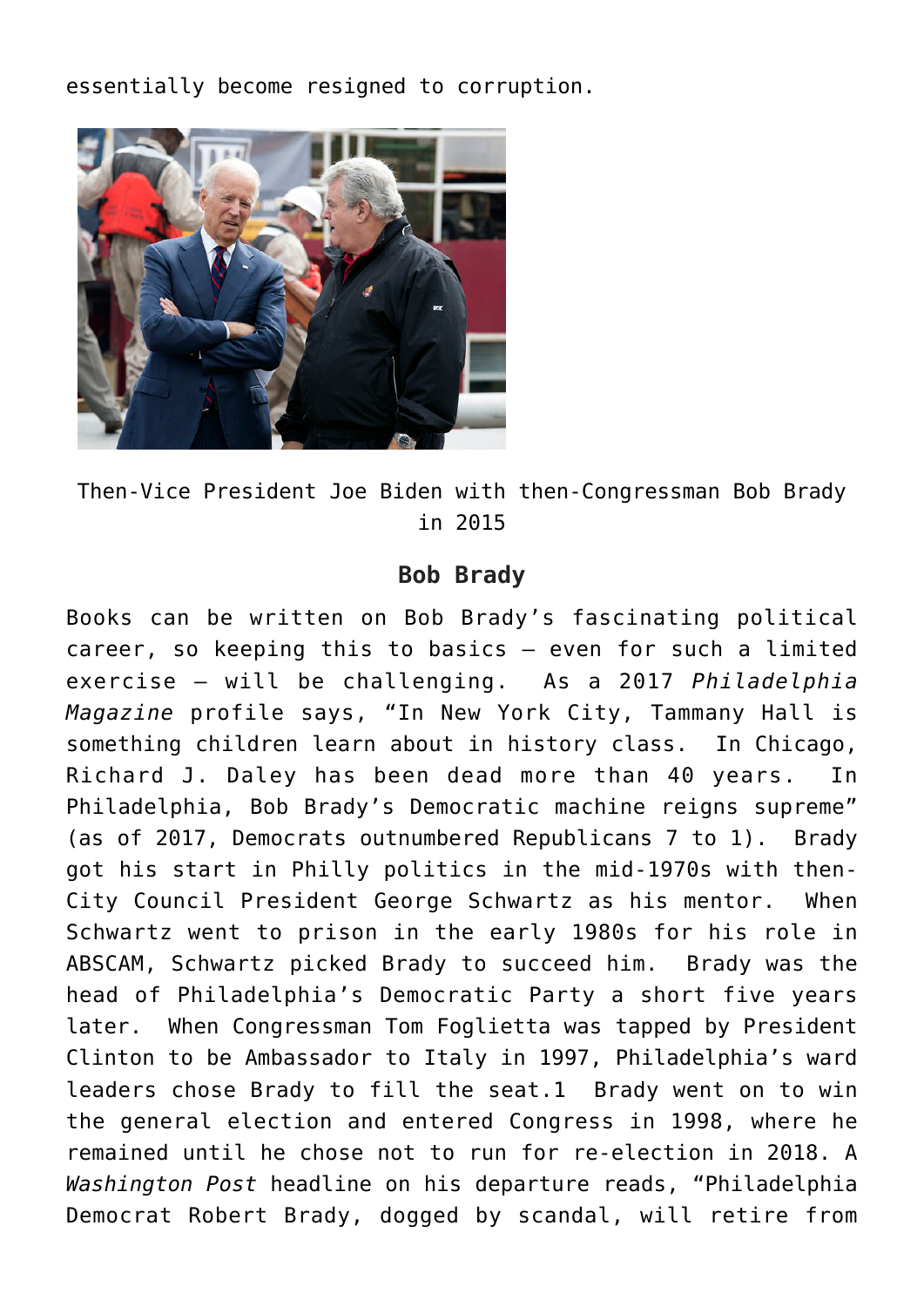essentially become resigned to corruption.

Then-Vice President Joe Biden with then-Congressman Bob Brady in 2015

### Bob Brady

Books can be written on Bob Brady's fascinating political career, so keeping this to basics – even for such a limited exercise – will be challenging. As a 2017 *Philadelphia Magazine* profile says, "In New York City, Tammany Hall is something children learn about in history class. In Chicago, Richard J. Daley has been dead more than 40 years. In Philadelphia, Bob Brady's Democratic machine reigns supreme" (as of 2017, Democrats outnumbered Republicans 7 to 1). Brady got his start in Philly politics in the mid-1970s with then-City Council President George Schwartz as his mentor. When Schwartz went to prison in the early 1980s for his role in ABSCAM, Schwartz picked Brady to succeed him. Brady was the head of Philadelphia's Democratic Party a short five years later. When Congressman Tom Foglietta was tapped by President Clinton to be Ambassador to Italy in 1997, Philadelphia's ward leaders chose Brady to fill the seat.1 Brady went on to win the general election and entered Congress in 1998, where he remained until he chose not to run for re-election in 2018. A *Washington Post* headline on his departure reads, "Philadelphia Democrat Robert Brady, dogged by scandal, will retire from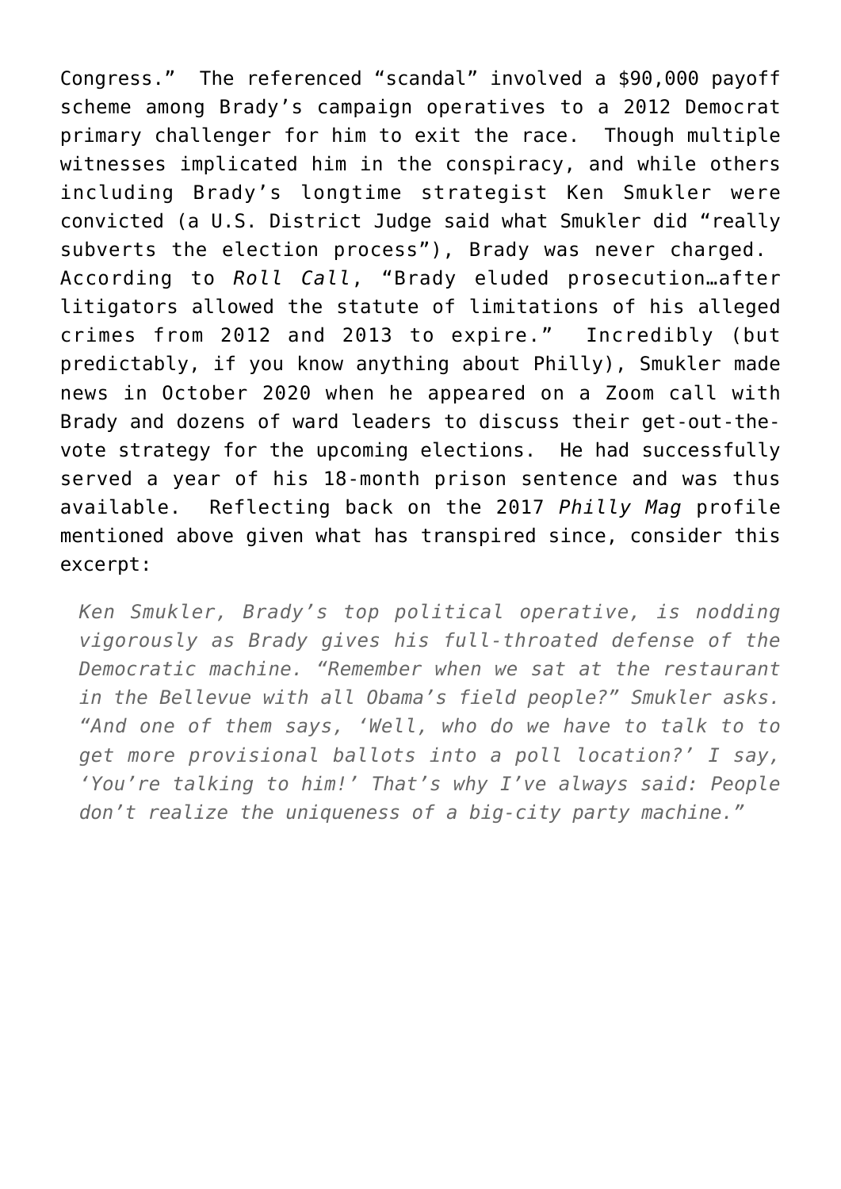Congress." The referenced "scandal" involved a $90,000 payoff scheme among Brady's campaign operatives to a 2012 Democrat primary challenger for him to exit the race. Though multiple witnesses implicated him in the conspiracy, and while others including Brady's longtime strategist Ken Smukler were convicted (a U.S. District Judge said what Smukler did "really subverts the election process"), Brady was never charged. According to *Roll Call*, "Brady eluded prosecution…after litigators allowed the statute of limitations of his alleged crimes from 2012 and 2013 to expire." Incredibly (but predictably, if you know anything about Philly), Smukler made news in October 2020 when he appeared on a Zoom call with Brady and dozens of ward leaders to discuss their get-out-the-vote strategy for the upcoming elections. He had successfully served a year of his 18-month prison sentence and was thus available. Reflecting back on the 2017 *Philly Mag* profile mentioned above given what has transpired since, consider this excerpt:

> *Ken Smukler, Brady's top political operative, is nodding vigorously as Brady gives his full-throated defense of the Democratic machine. "Remember when we sat at the restaurant in the Bellevue with all Obama's field people?" Smukler asks. "And one of them says, 'Well, who do we have to talk to to get more provisional ballots into a poll location?' I say, 'You're talking to him!' That's why I've always said: People don't realize the uniqueness of a big-city party machine."*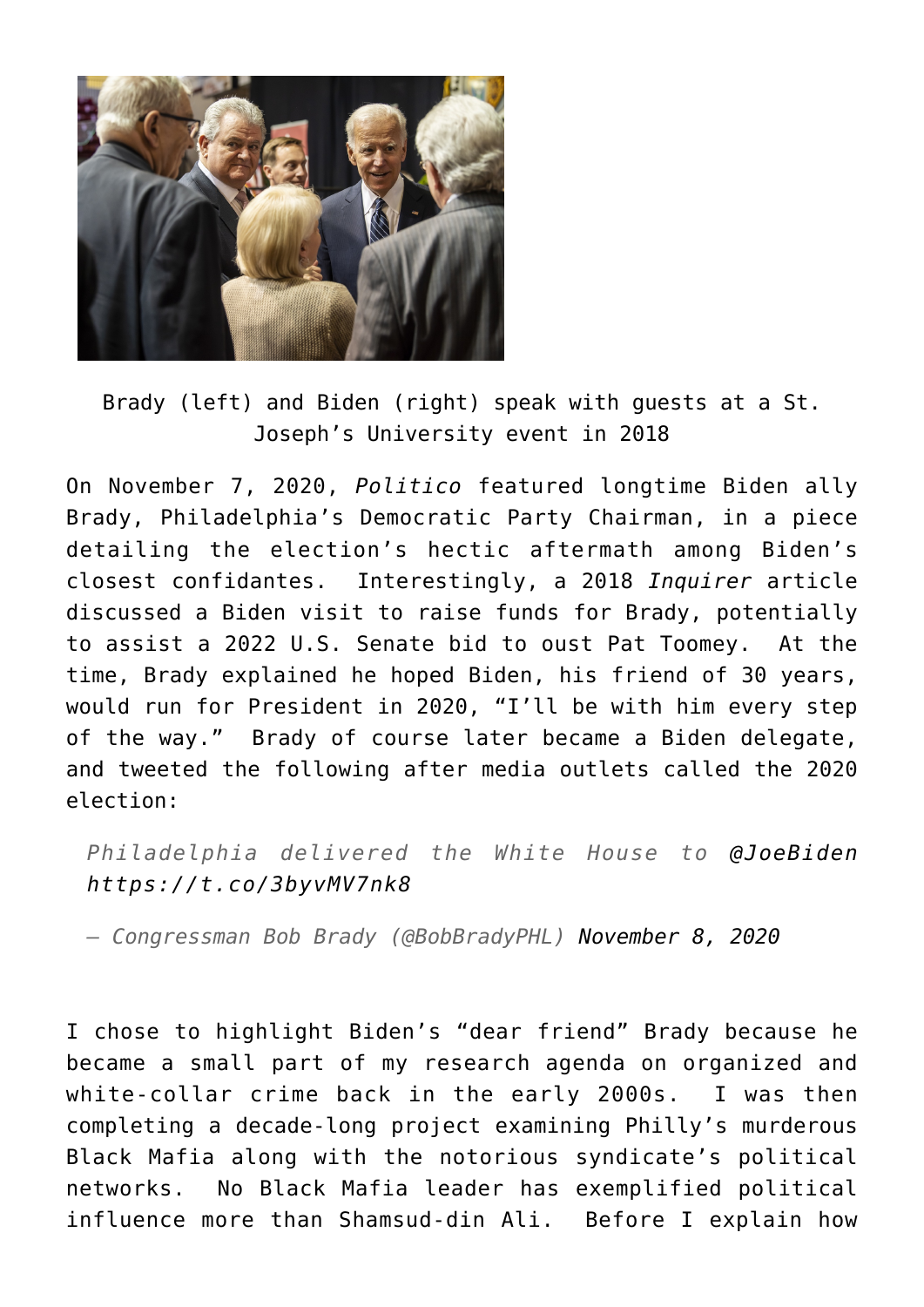Brady (left) and Biden (right) speak with guests at a St. Joseph's University event in 2018

On November 7, 2020, *Politico* featured longtime Biden ally Brady, Philadelphia's Democratic Party Chairman, in a piece detailing the election's hectic aftermath among Biden's closest confidantes. Interestingly, a 2018 *Inquirer* article discussed a Biden visit to raise funds for Brady, potentially to assist a 2022 U.S. Senate bid to oust Pat Toomey. At the time, Brady explained he hoped Biden, his friend of 30 years, would run for President in 2020, "I'll be with him every step of the way." Brady of course later became a Biden delegate, and tweeted the following after media outlets called the 2020 election:

> *Philadelphia delivered the White House to @JoeBiden https://t.co/3byvMV7nk8*
>
> *— Congressman Bob Brady (@BobBradyPHL) November 8, 2020*

I chose to highlight Biden's "dear friend" Brady because he became a small part of my research agenda on organized and white-collar crime back in the early 2000s. I was then completing a decade-long project examining Philly's murderous Black Mafia along with the notorious syndicate's political networks. No Black Mafia leader has exemplified political influence more than Shamsud-din Ali. Before I explain how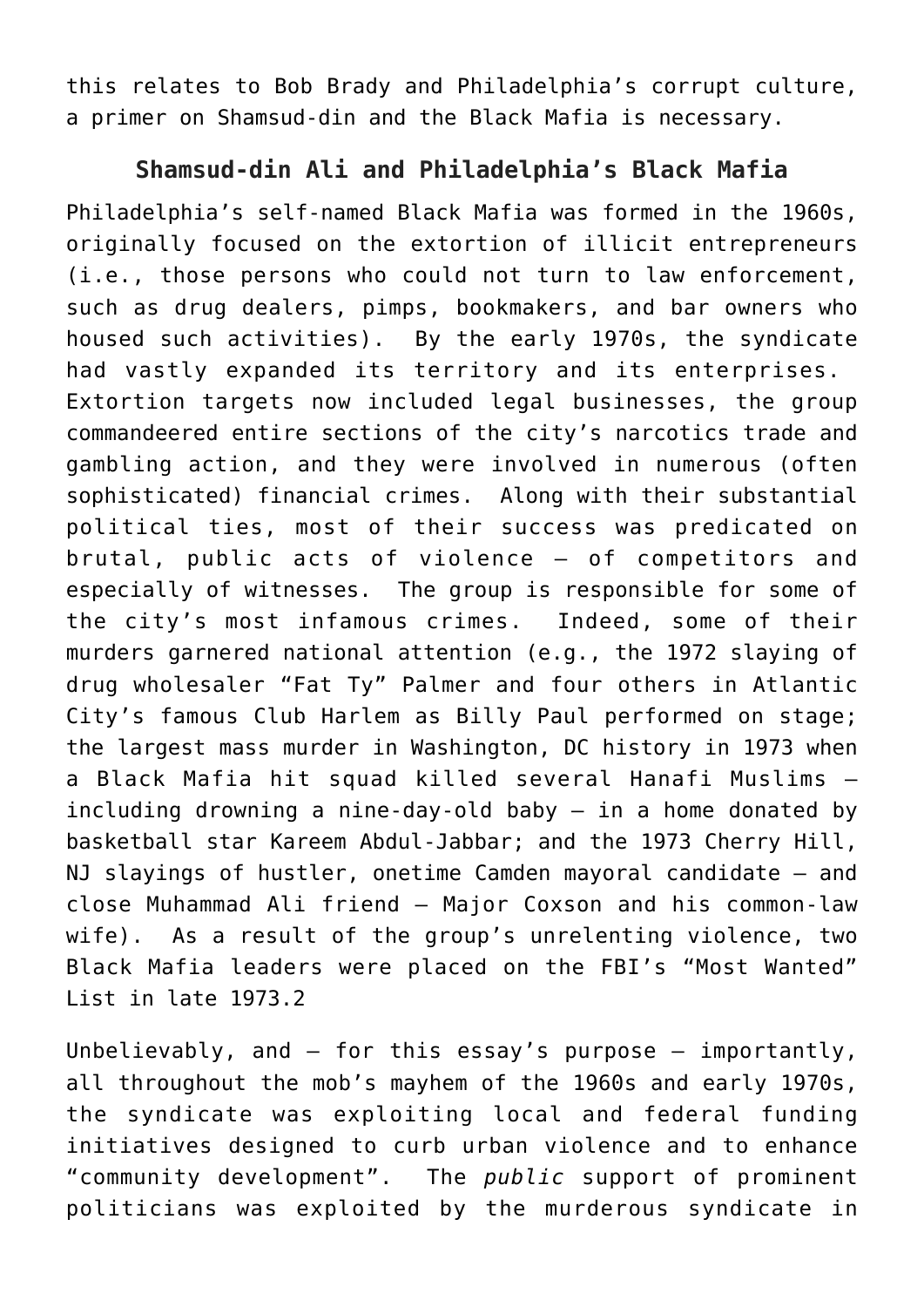this relates to Bob Brady and Philadelphia's corrupt culture, a primer on Shamsud-din and the Black Mafia is necessary.

## Shamsud-din Ali and Philadelphia's Black Mafia

Philadelphia's self-named Black Mafia was formed in the 1960s, originally focused on the extortion of illicit entrepreneurs (i.e., those persons who could not turn to law enforcement, such as drug dealers, pimps, bookmakers, and bar owners who housed such activities). By the early 1970s, the syndicate had vastly expanded its territory and its enterprises. Extortion targets now included legal businesses, the group commandeered entire sections of the city's narcotics trade and gambling action, and they were involved in numerous (often sophisticated) financial crimes. Along with their substantial political ties, most of their success was predicated on brutal, public acts of violence – of competitors and especially of witnesses. The group is responsible for some of the city's most infamous crimes. Indeed, some of their murders garnered national attention (e.g., the 1972 slaying of drug wholesaler "Fat Ty" Palmer and four others in Atlantic City's famous Club Harlem as Billy Paul performed on stage; the largest mass murder in Washington, DC history in 1973 when a Black Mafia hit squad killed several Hanafi Muslims – including drowning a nine-day-old baby – in a home donated by basketball star Kareem Abdul-Jabbar; and the 1973 Cherry Hill, NJ slayings of hustler, onetime Camden mayoral candidate – and close Muhammad Ali friend – Major Coxson and his common-law wife). As a result of the group's unrelenting violence, two Black Mafia leaders were placed on the FBI's "Most Wanted" List in late 1973.[2]

Unbelievably, and – for this essay's purpose – importantly, all throughout the mob's mayhem of the 1960s and early 1970s, the syndicate was exploiting local and federal funding initiatives designed to curb urban violence and to enhance "community development". The *public* support of prominent politicians was exploited by the murderous syndicate in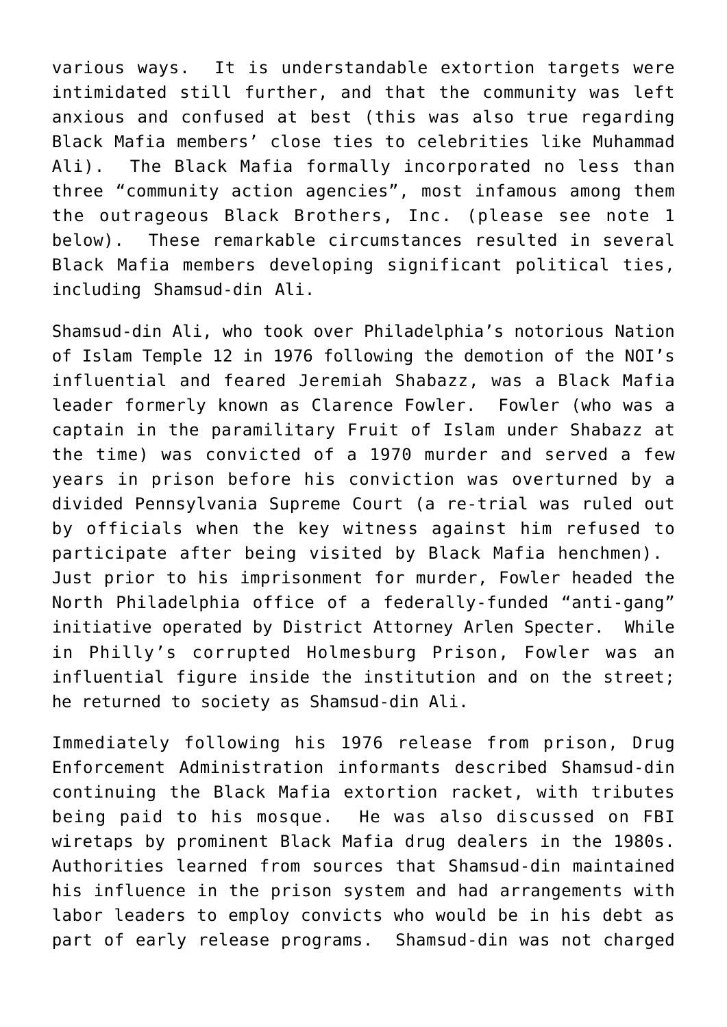various ways. It is understandable extortion targets were intimidated still further, and that the community was left anxious and confused at best (this was also true regarding Black Mafia members' close ties to celebrities like Muhammad Ali). The Black Mafia formally incorporated no less than three "community action agencies", most infamous among them the outrageous Black Brothers, Inc. (please see note 1 below). These remarkable circumstances resulted in several Black Mafia members developing significant political ties, including Shamsud-din Ali.

Shamsud-din Ali, who took over Philadelphia's notorious Nation of Islam Temple 12 in 1976 following the demotion of the NOI's influential and feared Jeremiah Shabazz, was a Black Mafia leader formerly known as Clarence Fowler. Fowler (who was a captain in the paramilitary Fruit of Islam under Shabazz at the time) was convicted of a 1970 murder and served a few years in prison before his conviction was overturned by a divided Pennsylvania Supreme Court (a re-trial was ruled out by officials when the key witness against him refused to participate after being visited by Black Mafia henchmen). Just prior to his imprisonment for murder, Fowler headed the North Philadelphia office of a federally-funded "anti-gang" initiative operated by District Attorney Arlen Specter. While in Philly's corrupted Holmesburg Prison, Fowler was an influential figure inside the institution and on the street; he returned to society as Shamsud-din Ali.

Immediately following his 1976 release from prison, Drug Enforcement Administration informants described Shamsud-din continuing the Black Mafia extortion racket, with tributes being paid to his mosque. He was also discussed on FBI wiretaps by prominent Black Mafia drug dealers in the 1980s. Authorities learned from sources that Shamsud-din maintained his influence in the prison system and had arrangements with labor leaders to employ convicts who would be in his debt as part of early release programs. Shamsud-din was not charged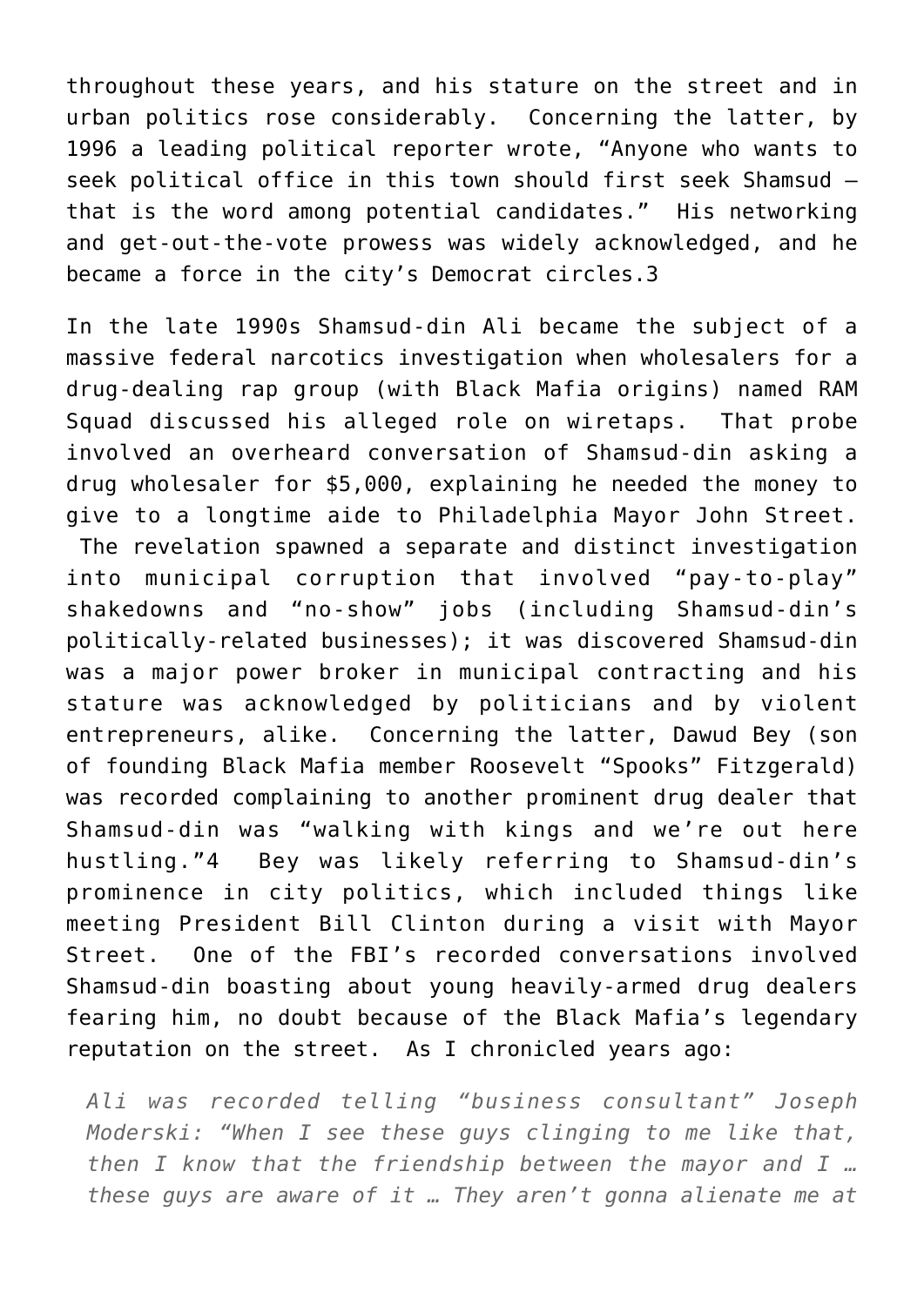throughout these years, and his stature on the street and in urban politics rose considerably. Concerning the latter, by 1996 a leading political reporter wrote, "Anyone who wants to seek political office in this town should first seek Shamsud – that is the word among potential candidates." His networking and get-out-the-vote prowess was widely acknowledged, and he became a force in the city's Democrat circles.3

In the late 1990s Shamsud-din Ali became the subject of a massive federal narcotics investigation when wholesalers for a drug-dealing rap group (with Black Mafia origins) named RAM Squad discussed his alleged role on wiretaps. That probe involved an overheard conversation of Shamsud-din asking a drug wholesaler for $5,000, explaining he needed the money to give to a longtime aide to Philadelphia Mayor John Street. The revelation spawned a separate and distinct investigation into municipal corruption that involved "pay-to-play" shakedowns and "no-show" jobs (including Shamsud-din's politically-related businesses); it was discovered Shamsud-din was a major power broker in municipal contracting and his stature was acknowledged by politicians and by violent entrepreneurs, alike. Concerning the latter, Dawud Bey (son of founding Black Mafia member Roosevelt "Spooks" Fitzgerald) was recorded complaining to another prominent drug dealer that Shamsud-din was "walking with kings and we're out here hustling."4 Bey was likely referring to Shamsud-din's prominence in city politics, which included things like meeting President Bill Clinton during a visit with Mayor Street. One of the FBI's recorded conversations involved Shamsud-din boasting about young heavily-armed drug dealers fearing him, no doubt because of the Black Mafia's legendary reputation on the street. As I chronicled years ago:

> *Ali was recorded telling "business consultant" Joseph Moderski: "When I see these guys clinging to me like that, then I know that the friendship between the mayor and I … these guys are aware of it … They aren't gonna alienate me at*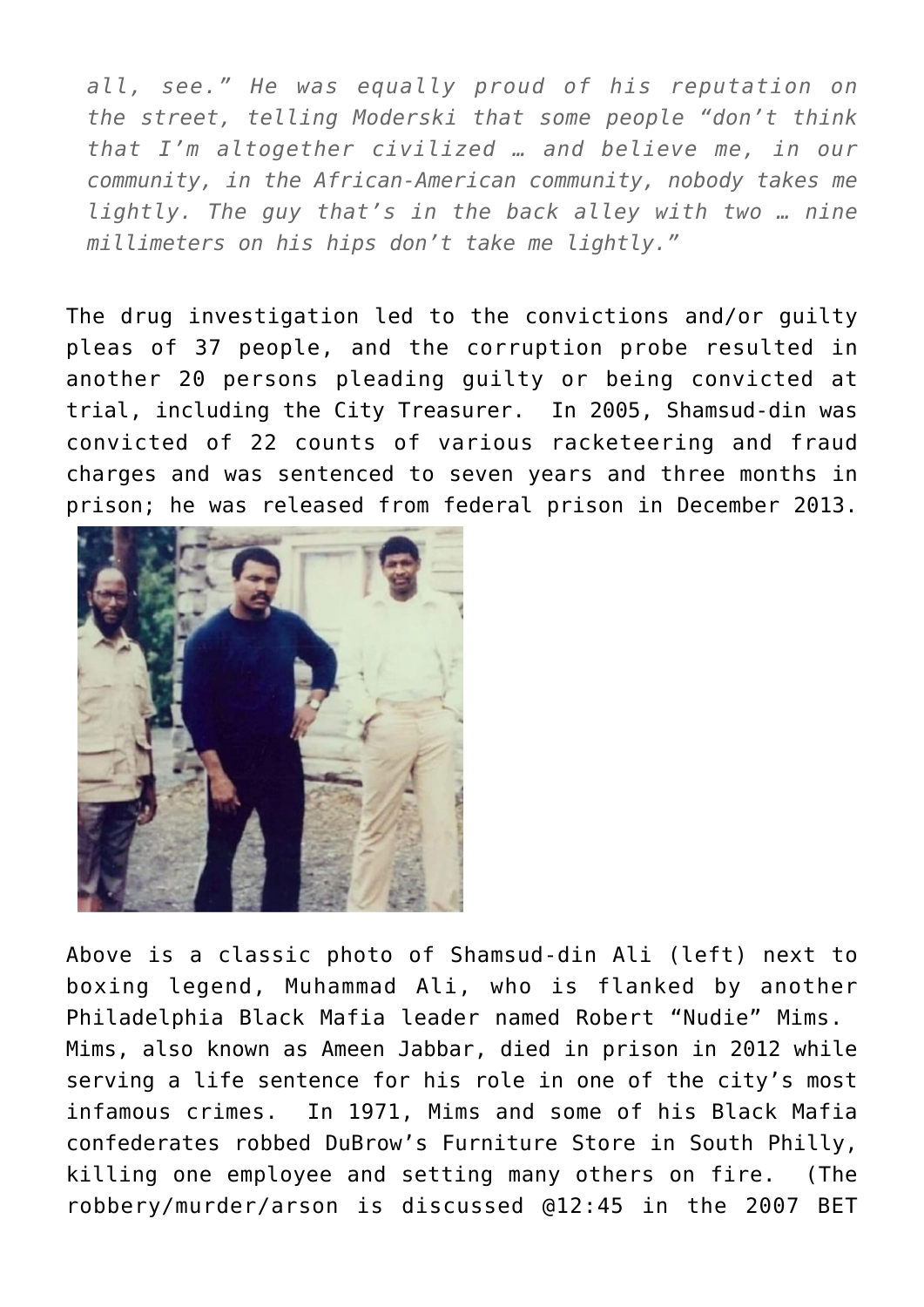*all, see." He was equally proud of his reputation on the street, telling Moderski that some people "don't think that I'm altogether civilized … and believe me, in our community, in the African-American community, nobody takes me lightly. The guy that's in the back alley with two … nine millimeters on his hips don't take me lightly."*

The drug investigation led to the convictions and/or guilty pleas of 37 people, and the corruption probe resulted in another 20 persons pleading guilty or being convicted at trial, including the City Treasurer. In 2005, Shamsud-din was convicted of 22 counts of various racketeering and fraud charges and was sentenced to seven years and three months in prison; he was released from federal prison in December 2013.

Above is a classic photo of Shamsud-din Ali (left) next to boxing legend, Muhammad Ali, who is flanked by another Philadelphia Black Mafia leader named Robert "Nudie" Mims. Mims, also known as Ameen Jabbar, died in prison in 2012 while serving a life sentence for his role in one of the city's most infamous crimes. In 1971, Mims and some of his Black Mafia confederates robbed DuBrow's Furniture Store in South Philly, killing one employee and setting many others on fire. (The robbery/murder/arson is discussed @12:45 in the 2007 BET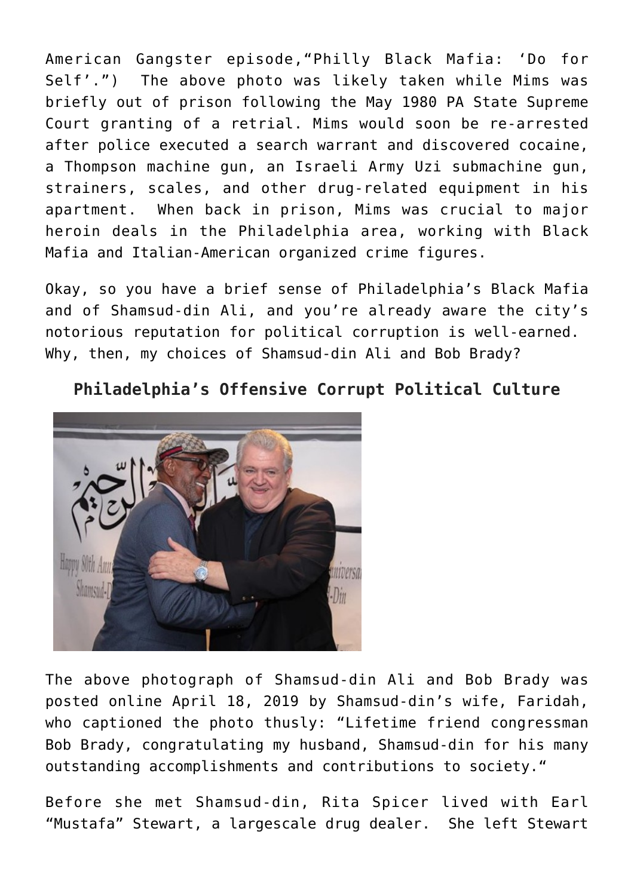American Gangster episode,"Philly Black Mafia: 'Do for Self'.") The above photo was likely taken while Mims was briefly out of prison following the May 1980 PA State Supreme Court granting of a retrial. Mims would soon be re-arrested after police executed a search warrant and discovered cocaine, a Thompson machine gun, an Israeli Army Uzi submachine gun, strainers, scales, and other drug-related equipment in his apartment. When back in prison, Mims was crucial to major heroin deals in the Philadelphia area, working with Black Mafia and Italian-American organized crime figures.

Okay, so you have a brief sense of Philadelphia's Black Mafia and of Shamsud-din Ali, and you're already aware the city's notorious reputation for political corruption is well-earned. Why, then, my choices of Shamsud-din Ali and Bob Brady?

## Philadelphia's Offensive Corrupt Political Culture

The above photograph of Shamsud-din Ali and Bob Brady was posted online April 18, 2019 by Shamsud-din's wife, Faridah, who captioned the photo thusly: "Lifetime friend congressman Bob Brady, congratulating my husband, Shamsud-din for his many outstanding accomplishments and contributions to society."

Before she met Shamsud-din, Rita Spicer lived with Earl "Mustafa" Stewart, a largescale drug dealer. She left Stewart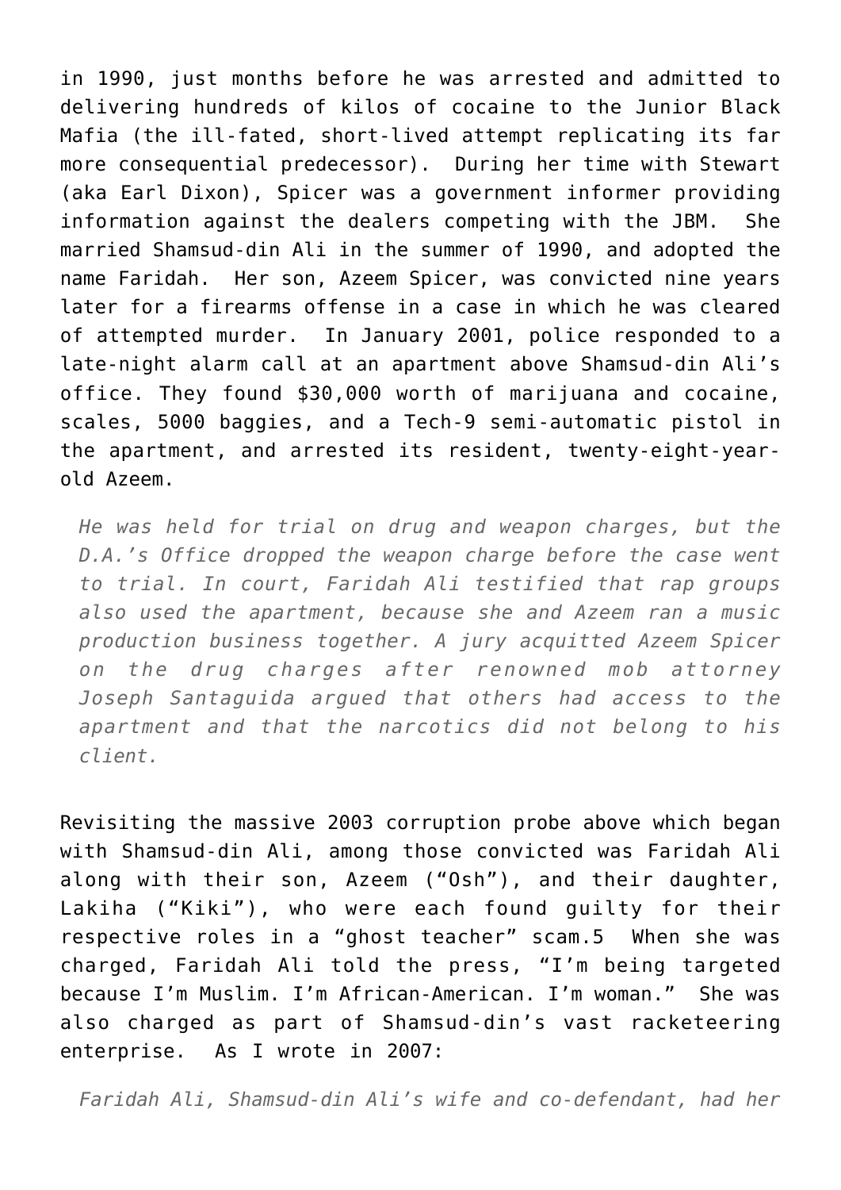in 1990, just months before he was arrested and admitted to delivering hundreds of kilos of cocaine to the Junior Black Mafia (the ill-fated, short-lived attempt replicating its far more consequential predecessor). During her time with Stewart (aka Earl Dixon), Spicer was a government informer providing information against the dealers competing with the JBM. She married Shamsud-din Ali in the summer of 1990, and adopted the name Faridah. Her son, Azeem Spicer, was convicted nine years later for a firearms offense in a case in which he was cleared of attempted murder. In January 2001, police responded to a late-night alarm call at an apartment above Shamsud-din Ali's office. They found $30,000 worth of marijuana and cocaine, scales, 5000 baggies, and a Tech-9 semi-automatic pistol in the apartment, and arrested its resident, twenty-eight-year-old Azeem.

> *He was held for trial on drug and weapon charges, but the D.A.'s Office dropped the weapon charge before the case went to trial. In court, Faridah Ali testified that rap groups also used the apartment, because she and Azeem ran a music production business together. A jury acquitted Azeem Spicer on the drug charges after renowned mob attorney Joseph Santaguida argued that others had access to the apartment and that the narcotics did not belong to his client.*

Revisiting the massive 2003 corruption probe above which began with Shamsud-din Ali, among those convicted was Faridah Ali along with their son, Azeem ("Osh"), and their daughter, Lakiha ("Kiki"), who were each found guilty for their respective roles in a "ghost teacher" scam.5 When she was charged, Faridah Ali told the press, "I'm being targeted because I'm Muslim. I'm African-American. I'm woman." She was also charged as part of Shamsud-din's vast racketeering enterprise. As I wrote in 2007:

> *Faridah Ali, Shamsud-din Ali's wife and co-defendant, had her*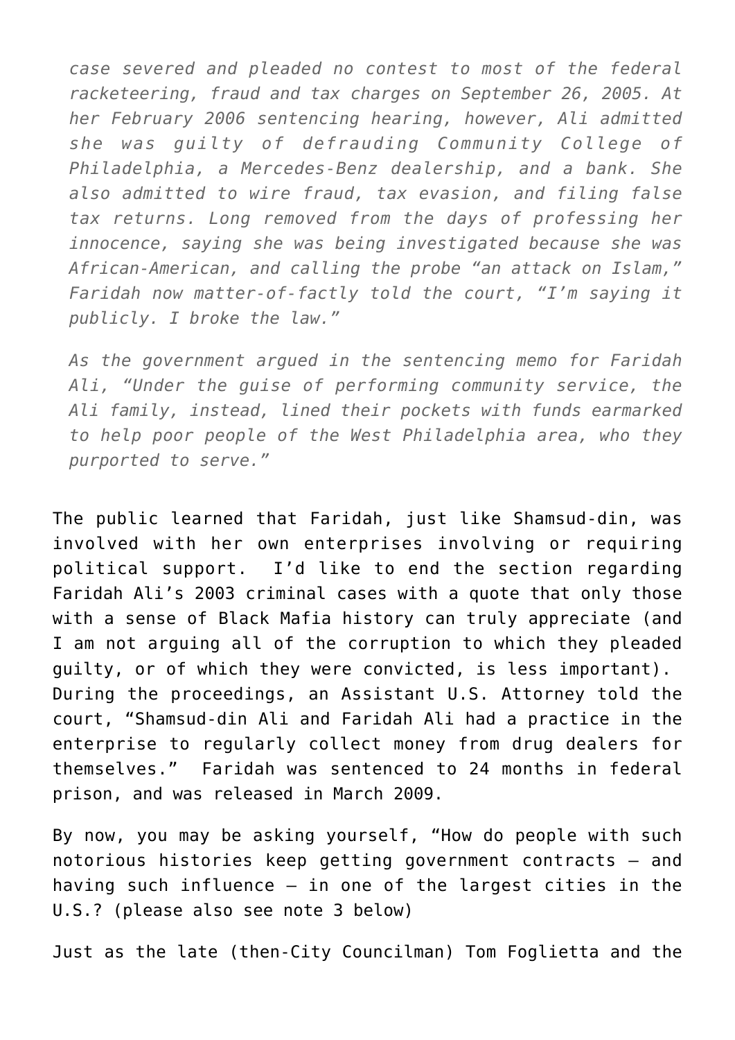*case severed and pleaded no contest to most of the federal racketeering, fraud and tax charges on September 26, 2005. At her February 2006 sentencing hearing, however, Ali admitted she was guilty of defrauding Community College of Philadelphia, a Mercedes-Benz dealership, and a bank. She also admitted to wire fraud, tax evasion, and filing false tax returns. Long removed from the days of professing her innocence, saying she was being investigated because she was African-American, and calling the probe "an attack on Islam," Faridah now matter-of-factly told the court, "I'm saying it publicly. I broke the law."*

*As the government argued in the sentencing memo for Faridah Ali, "Under the guise of performing community service, the Ali family, instead, lined their pockets with funds earmarked to help poor people of the West Philadelphia area, who they purported to serve."*

The public learned that Faridah, just like Shamsud-din, was involved with her own enterprises involving or requiring political support. I'd like to end the section regarding Faridah Ali's 2003 criminal cases with a quote that only those with a sense of Black Mafia history can truly appreciate (and I am not arguing all of the corruption to which they pleaded guilty, or of which they were convicted, is less important). During the proceedings, an Assistant U.S. Attorney told the court, "Shamsud-din Ali and Faridah Ali had a practice in the enterprise to regularly collect money from drug dealers for themselves." Faridah was sentenced to 24 months in federal prison, and was released in March 2009.

By now, you may be asking yourself, "How do people with such notorious histories keep getting government contracts – and having such influence – in one of the largest cities in the U.S.? (please also see note 3 below)

Just as the late (then-City Councilman) Tom Foglietta and the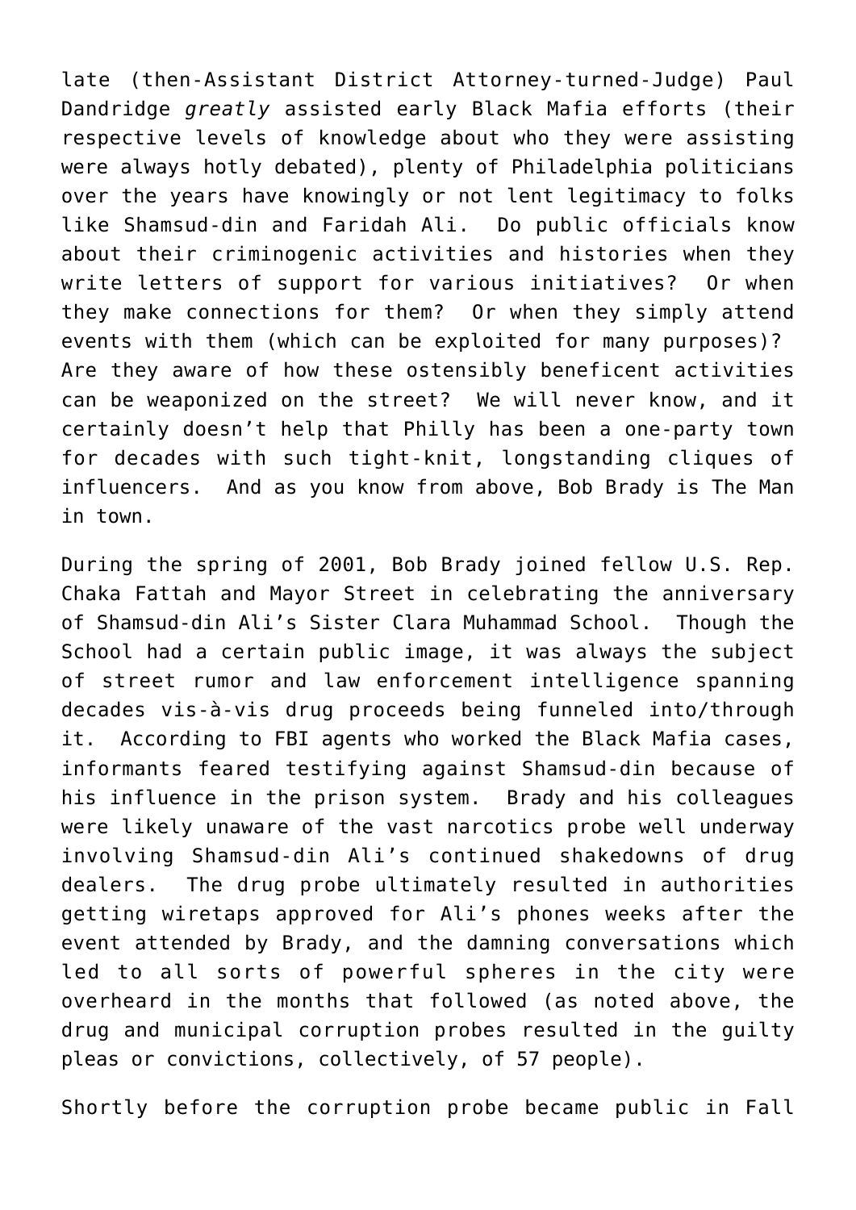late (then-Assistant District Attorney-turned-Judge) Paul Dandridge *greatly* assisted early Black Mafia efforts (their respective levels of knowledge about who they were assisting were always hotly debated), plenty of Philadelphia politicians over the years have knowingly or not lent legitimacy to folks like Shamsud-din and Faridah Ali.  Do public officials know about their criminogenic activities and histories when they write letters of support for various initiatives?  Or when they make connections for them?  Or when they simply attend events with them (which can be exploited for many purposes)?  Are they aware of how these ostensibly beneficent activities can be weaponized on the street?  We will never know, and it certainly doesn't help that Philly has been a one-party town for decades with such tight-knit, longstanding cliques of influencers.  And as you know from above, Bob Brady is The Man in town.

During the spring of 2001, Bob Brady joined fellow U.S. Rep. Chaka Fattah and Mayor Street in celebrating the anniversary of Shamsud-din Ali's Sister Clara Muhammad School.  Though the School had a certain public image, it was always the subject of street rumor and law enforcement intelligence spanning decades vis-à-vis drug proceeds being funneled into/through it.  According to FBI agents who worked the Black Mafia cases, informants feared testifying against Shamsud-din because of his influence in the prison system.  Brady and his colleagues were likely unaware of the vast narcotics probe well underway involving Shamsud-din Ali's continued shakedowns of drug dealers.  The drug probe ultimately resulted in authorities getting wiretaps approved for Ali's phones weeks after the event attended by Brady, and the damning conversations which led to all sorts of powerful spheres in the city were overheard in the months that followed (as noted above, the drug and municipal corruption probes resulted in the guilty pleas or convictions, collectively, of 57 people).

Shortly before the corruption probe became public in Fall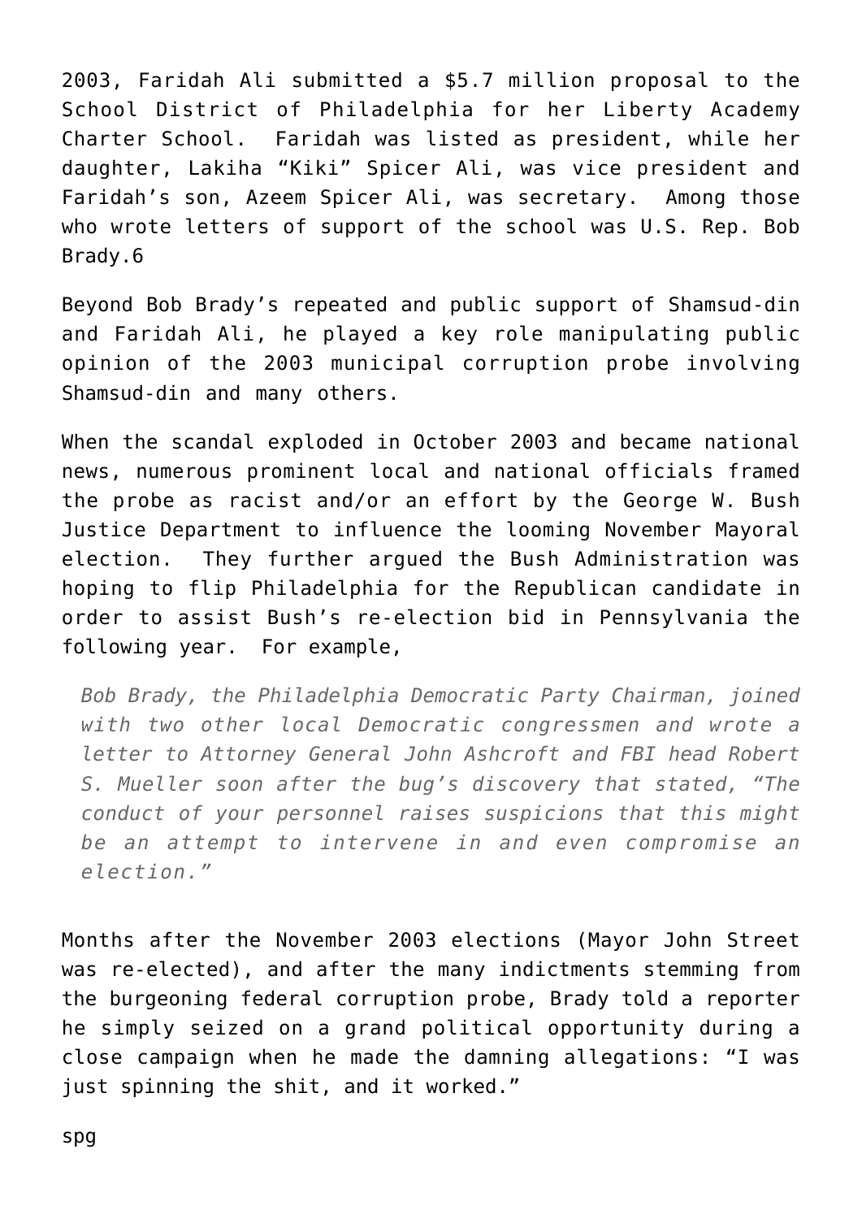2003, Faridah Ali submitted a $5.7 million proposal to the School District of Philadelphia for her Liberty Academy Charter School. Faridah was listed as president, while her daughter, Lakiha "Kiki" Spicer Ali, was vice president and Faridah's son, Azeem Spicer Ali, was secretary. Among those who wrote letters of support of the school was U.S. Rep. Bob Brady.6

Beyond Bob Brady's repeated and public support of Shamsud-din and Faridah Ali, he played a key role manipulating public opinion of the 2003 municipal corruption probe involving Shamsud-din and many others.

When the scandal exploded in October 2003 and became national news, numerous prominent local and national officials framed the probe as racist and/or an effort by the George W. Bush Justice Department to influence the looming November Mayoral election. They further argued the Bush Administration was hoping to flip Philadelphia for the Republican candidate in order to assist Bush's re-election bid in Pennsylvania the following year. For example,

> *Bob Brady, the Philadelphia Democratic Party Chairman, joined with two other local Democratic congressmen and wrote a letter to Attorney General John Ashcroft and FBI head Robert S. Mueller soon after the bug's discovery that stated, "The conduct of your personnel raises suspicions that this might be an attempt to intervene in and even compromise an election."*

Months after the November 2003 elections (Mayor John Street was re-elected), and after the many indictments stemming from the burgeoning federal corruption probe, Brady told a reporter he simply seized on a grand political opportunity during a close campaign when he made the damning allegations: "I was just spinning the shit, and it worked."

spg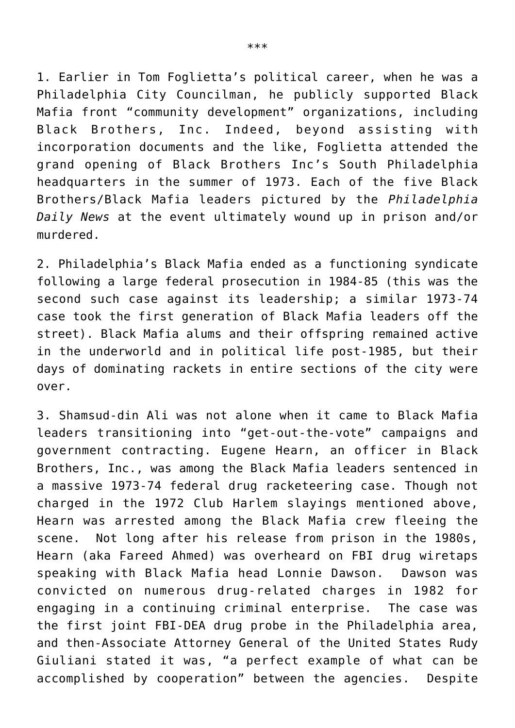\*\*\*

1. Earlier in Tom Foglietta's political career, when he was a Philadelphia City Councilman, he publicly supported Black Mafia front "community development" organizations, including Black Brothers, Inc. Indeed, beyond assisting with incorporation documents and the like, Foglietta attended the grand opening of Black Brothers Inc's South Philadelphia headquarters in the summer of 1973. Each of the five Black Brothers/Black Mafia leaders pictured by the *Philadelphia Daily News* at the event ultimately wound up in prison and/or murdered.

2. Philadelphia's Black Mafia ended as a functioning syndicate following a large federal prosecution in 1984-85 (this was the second such case against its leadership; a similar 1973-74 case took the first generation of Black Mafia leaders off the street). Black Mafia alums and their offspring remained active in the underworld and in political life post-1985, but their days of dominating rackets in entire sections of the city were over.

3. Shamsud-din Ali was not alone when it came to Black Mafia leaders transitioning into "get-out-the-vote" campaigns and government contracting. Eugene Hearn, an officer in Black Brothers, Inc., was among the Black Mafia leaders sentenced in a massive 1973-74 federal drug racketeering case. Though not charged in the 1972 Club Harlem slayings mentioned above, Hearn was arrested among the Black Mafia crew fleeing the scene. Not long after his release from prison in the 1980s, Hearn (aka Fareed Ahmed) was overheard on FBI drug wiretaps speaking with Black Mafia head Lonnie Dawson. Dawson was convicted on numerous drug-related charges in 1982 for engaging in a continuing criminal enterprise. The case was the first joint FBI-DEA drug probe in the Philadelphia area, and then-Associate Attorney General of the United States Rudy Giuliani stated it was, "a perfect example of what can be accomplished by cooperation" between the agencies. Despite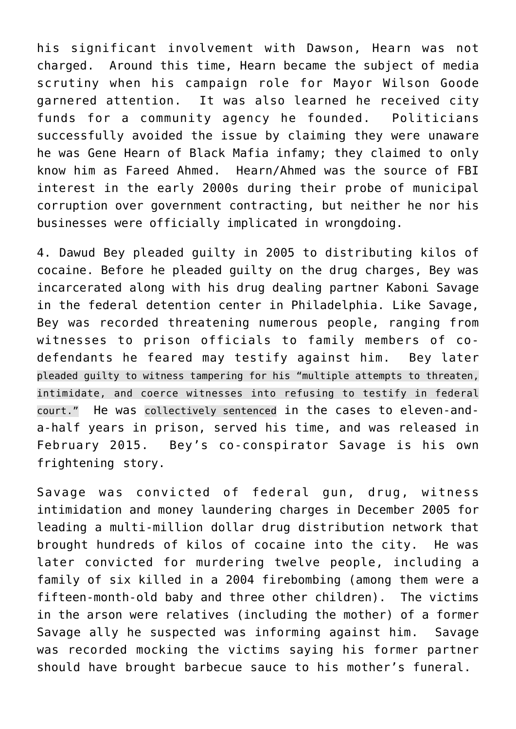his significant involvement with Dawson, Hearn was not charged. Around this time, Hearn became the subject of media scrutiny when his campaign role for Mayor Wilson Goode garnered attention. It was also learned he received city funds for a community agency he founded. Politicians successfully avoided the issue by claiming they were unaware he was Gene Hearn of Black Mafia infamy; they claimed to only know him as Fareed Ahmed. Hearn/Ahmed was the source of FBI interest in the early 2000s during their probe of municipal corruption over government contracting, but neither he nor his businesses were officially implicated in wrongdoing.

4. Dawud Bey pleaded guilty in 2005 to distributing kilos of cocaine. Before he pleaded guilty on the drug charges, Bey was incarcerated along with his drug dealing partner Kaboni Savage in the federal detention center in Philadelphia. Like Savage, Bey was recorded threatening numerous people, ranging from witnesses to prison officials to family members of co-defendants he feared may testify against him. Bey later pleaded guilty to witness tampering for his "multiple attempts to threaten, intimidate, and coerce witnesses into refusing to testify in federal court." He was collectively sentenced in the cases to eleven-and-a-half years in prison, served his time, and was released in February 2015. Bey's co-conspirator Savage is his own frightening story.

Savage was convicted of federal gun, drug, witness intimidation and money laundering charges in December 2005 for leading a multi-million dollar drug distribution network that brought hundreds of kilos of cocaine into the city. He was later convicted for murdering twelve people, including a family of six killed in a 2004 firebombing (among them were a fifteen-month-old baby and three other children). The victims in the arson were relatives (including the mother) of a former Savage ally he suspected was informing against him. Savage was recorded mocking the victims saying his former partner should have brought barbecue sauce to his mother's funeral.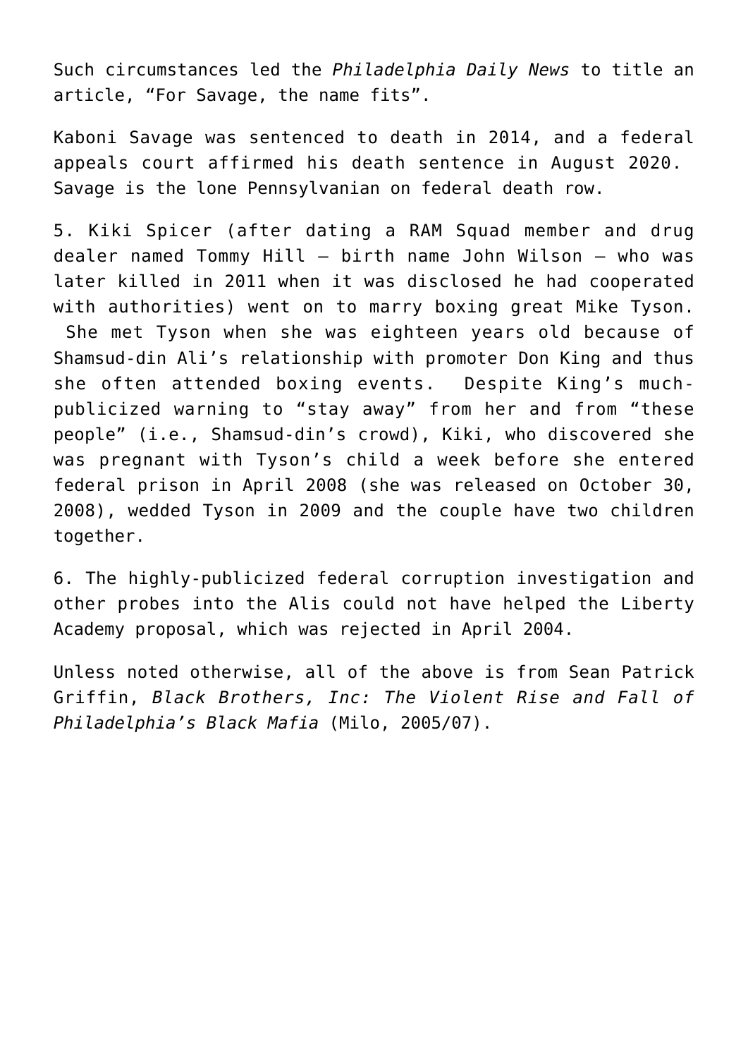Such circumstances led the *Philadelphia Daily News* to title an article, “For Savage, the name fits”.

Kaboni Savage was sentenced to death in 2014, and a federal appeals court affirmed his death sentence in August 2020. Savage is the lone Pennsylvanian on federal death row.

5. Kiki Spicer (after dating a RAM Squad member and drug dealer named Tommy Hill – birth name John Wilson – who was later killed in 2011 when it was disclosed he had cooperated with authorities) went on to marry boxing great Mike Tyson. She met Tyson when she was eighteen years old because of Shamsud-din Ali’s relationship with promoter Don King and thus she often attended boxing events. Despite King’s much-publicized warning to “stay away” from her and from “these people” (i.e., Shamsud-din’s crowd), Kiki, who discovered she was pregnant with Tyson’s child a week before she entered federal prison in April 2008 (she was released on October 30, 2008), wedded Tyson in 2009 and the couple have two children together.

6. The highly-publicized federal corruption investigation and other probes into the Alis could not have helped the Liberty Academy proposal, which was rejected in April 2004.

Unless noted otherwise, all of the above is from Sean Patrick Griffin, *Black Brothers, Inc: The Violent Rise and Fall of Philadelphia’s Black Mafia* (Milo, 2005/07).